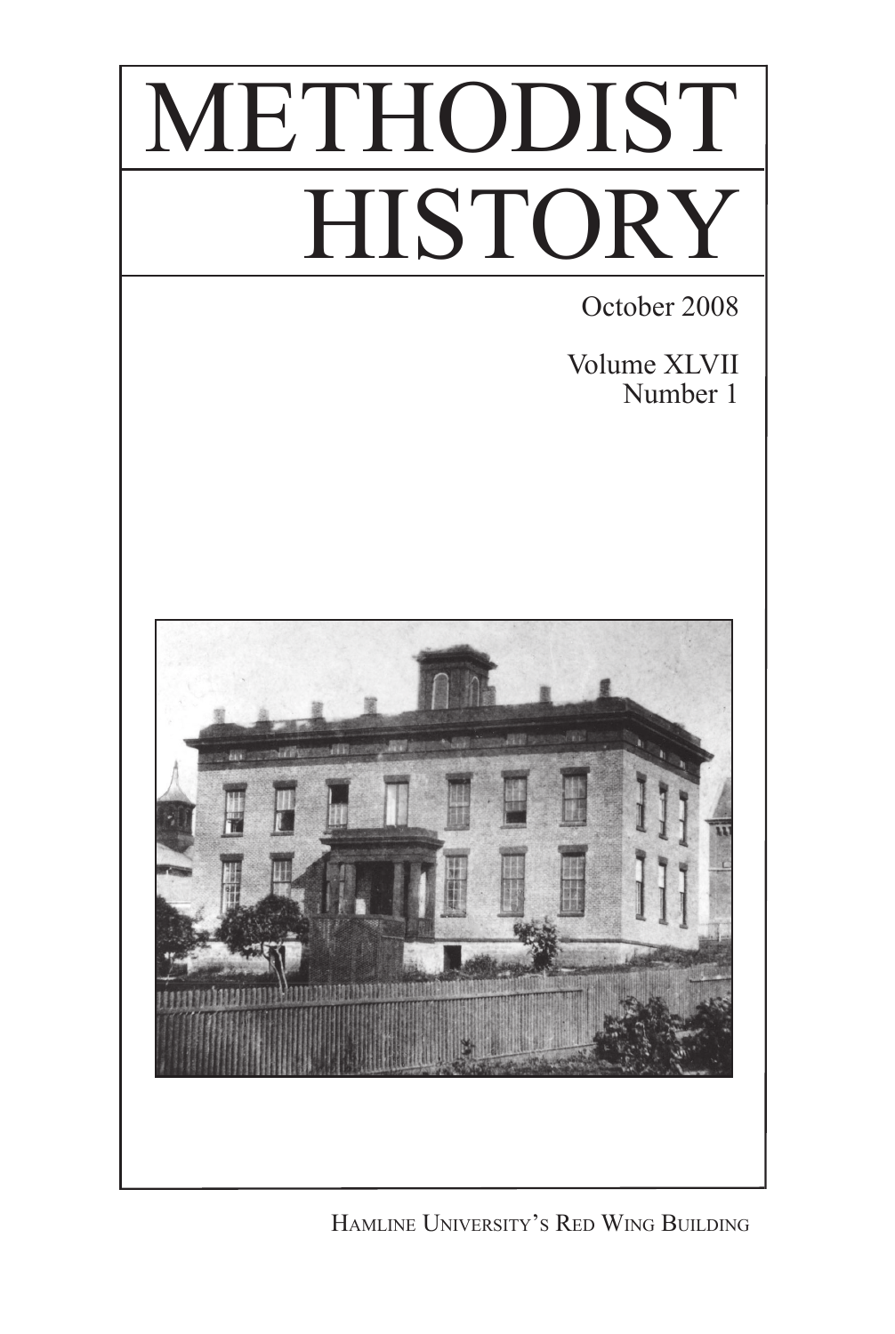# METHODIST HISTORY

October 2008

Volume XLVII
Number 1

HAMLINE UNIVERSITY'S RED WING BUILDING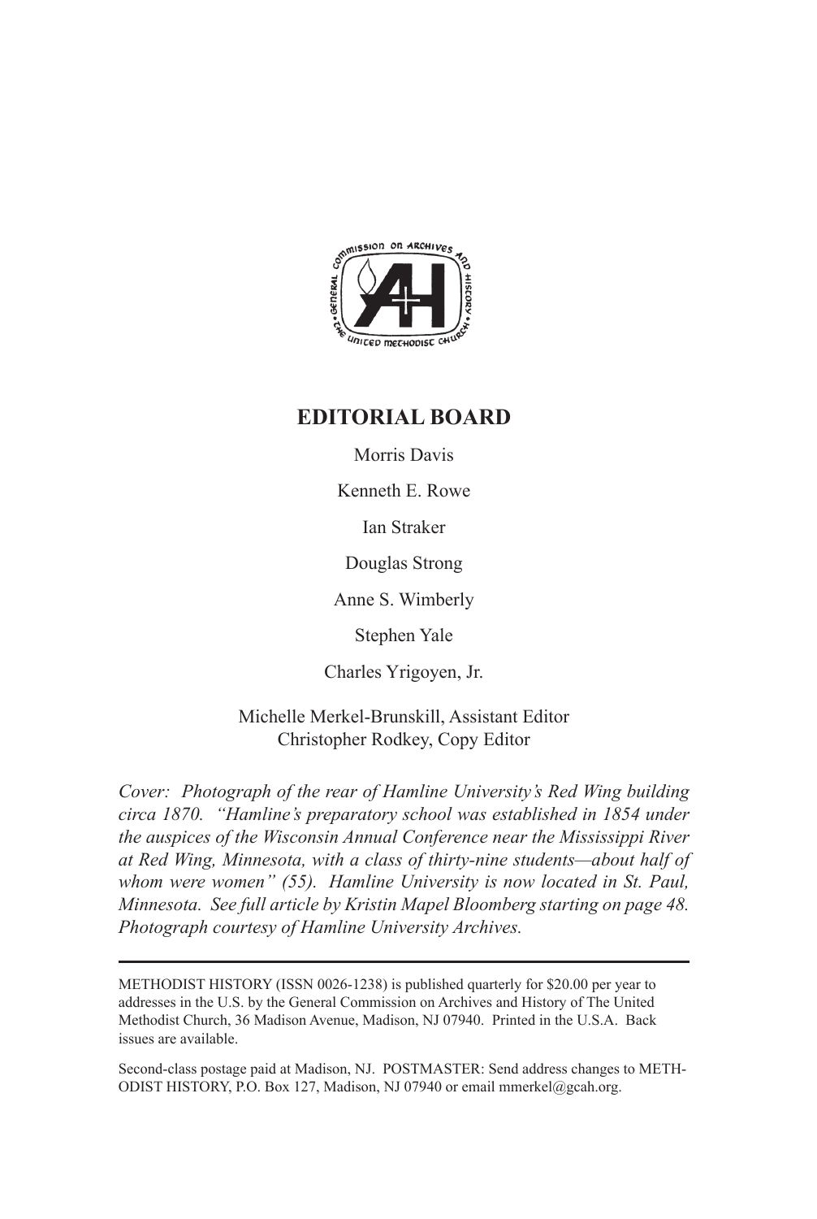## EDITORIAL BOARD

Morris Davis

Kenneth E. Rowe

Ian Straker

Douglas Strong

Anne S. Wimberly

Stephen Yale

Charles Yrigoyen, Jr.

Michelle Merkel-Brunskill, Assistant Editor
Christopher Rodkey, Copy Editor

*Cover: Photograph of the rear of Hamline University's Red Wing building circa 1870. "Hamline's preparatory school was established in 1854 under the auspices of the Wisconsin Annual Conference near the Mississippi River at Red Wing, Minnesota, with a class of thirty-nine students—about half of whom were women" (55). Hamline University is now located in St. Paul, Minnesota. See full article by Kristin Mapel Bloomberg starting on page 48. Photograph courtesy of Hamline University Archives.*

---

METHODIST HISTORY (ISSN 0026-1238) is published quarterly for $20.00 per year to addresses in the U.S. by the General Commission on Archives and History of The United Methodist Church, 36 Madison Avenue, Madison, NJ 07940. Printed in the U.S.A. Back issues are available.

Second-class postage paid at Madison, NJ. POSTMASTER: Send address changes to METHODIST HISTORY, P.O. Box 127, Madison, NJ 07940 or email mmerkel@gcah.org.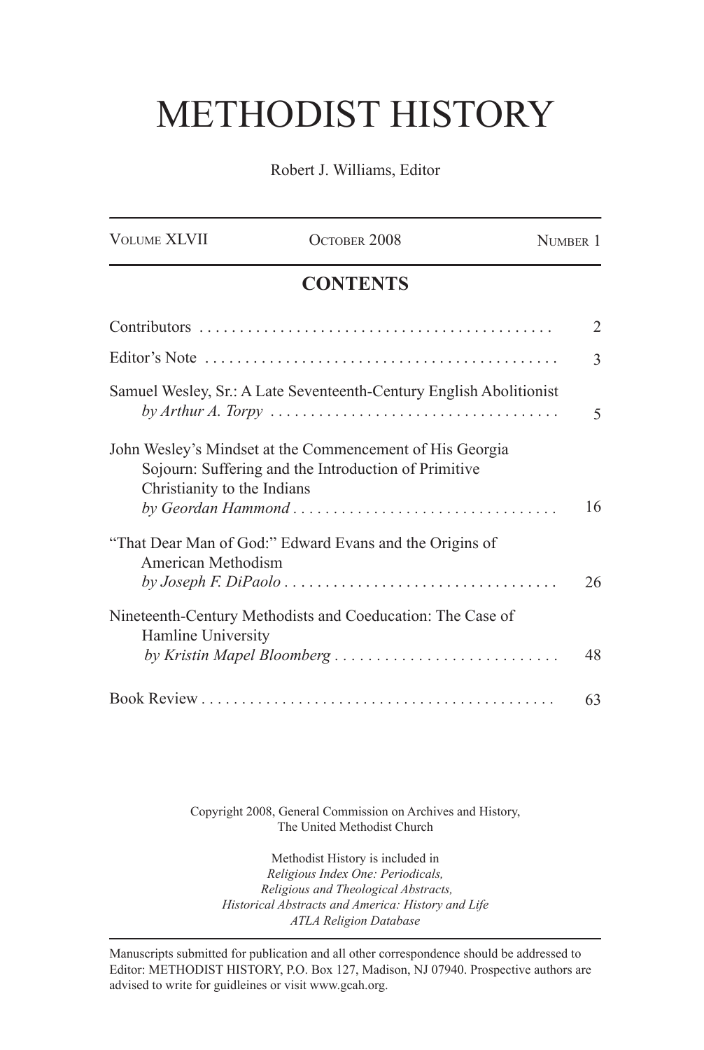# METHODIST HISTORY

Robert J. Williams, Editor

| VOLUME XLVII | OCTOBER 2008 | NUMBER 1 |
|---|---|---|

## CONTENTS

Contributors . . . . . . . . . . . . . . . . . . . . . . . . . . . . . . . . . . . . . . . . . . . 2

Editor's Note . . . . . . . . . . . . . . . . . . . . . . . . . . . . . . . . . . . . . . . . . . . 3

Samuel Wesley, Sr.: A Late Seventeenth-Century English Abolitionist
*by Arthur A. Torpy* . . . . . . . . . . . . . . . . . . . . . . . . . . . . . . . . . . . . 5

John Wesley's Mindset at the Commencement of His Georgia Sojourn: Suffering and the Introduction of Primitive Christianity to the Indians
*by Geordan Hammond* . . . . . . . . . . . . . . . . . . . . . . . . . . . . . . . . . 16

"That Dear Man of God:" Edward Evans and the Origins of American Methodism
*by Joseph F. DiPaolo* . . . . . . . . . . . . . . . . . . . . . . . . . . . . . . . . . . 26

Nineteenth-Century Methodists and Coeducation: The Case of Hamline University
*by Kristin Mapel Bloomberg* . . . . . . . . . . . . . . . . . . . . . . . . . . . 48

Book Review . . . . . . . . . . . . . . . . . . . . . . . . . . . . . . . . . . . . . . . . . . . 63

Copyright 2008, General Commission on Archives and History,
The United Methodist Church

Methodist History is included in
*Religious Index One: Periodicals,*
*Religious and Theological Abstracts,*
*Historical Abstracts and America: History and Life*
*ATLA Religion Database*

Manuscripts submitted for publication and all other correspondence should be addressed to Editor: METHODIST HISTORY, P.O. Box 127, Madison, NJ 07940. Prospective authors are advised to write for guidleines or visit www.gcah.org.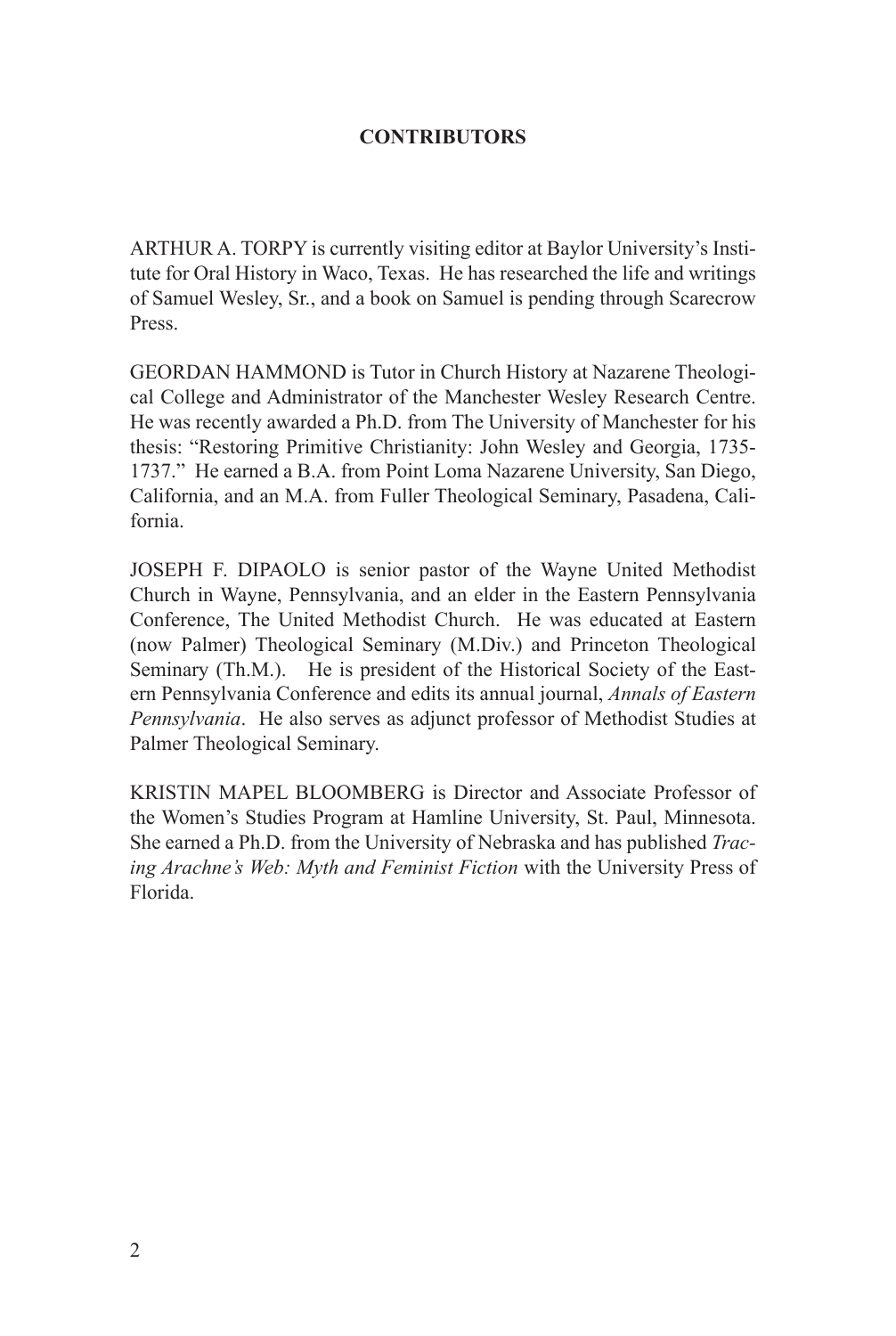## CONTRIBUTORS

ARTHUR A. TORPY is currently visiting editor at Baylor University's Institute for Oral History in Waco, Texas. He has researched the life and writings of Samuel Wesley, Sr., and a book on Samuel is pending through Scarecrow Press.

GEORDAN HAMMOND is Tutor in Church History at Nazarene Theological College and Administrator of the Manchester Wesley Research Centre. He was recently awarded a Ph.D. from The University of Manchester for his thesis: "Restoring Primitive Christianity: John Wesley and Georgia, 1735-1737." He earned a B.A. from Point Loma Nazarene University, San Diego, California, and an M.A. from Fuller Theological Seminary, Pasadena, California.

JOSEPH F. DIPAOLO is senior pastor of the Wayne United Methodist Church in Wayne, Pennsylvania, and an elder in the Eastern Pennsylvania Conference, The United Methodist Church. He was educated at Eastern (now Palmer) Theological Seminary (M.Div.) and Princeton Theological Seminary (Th.M.). He is president of the Historical Society of the Eastern Pennsylvania Conference and edits its annual journal, *Annals of Eastern Pennsylvania*. He also serves as adjunct professor of Methodist Studies at Palmer Theological Seminary.

KRISTIN MAPEL BLOOMBERG is Director and Associate Professor of the Women's Studies Program at Hamline University, St. Paul, Minnesota. She earned a Ph.D. from the University of Nebraska and has published *Tracing Arachne's Web: Myth and Feminist Fiction* with the University Press of Florida.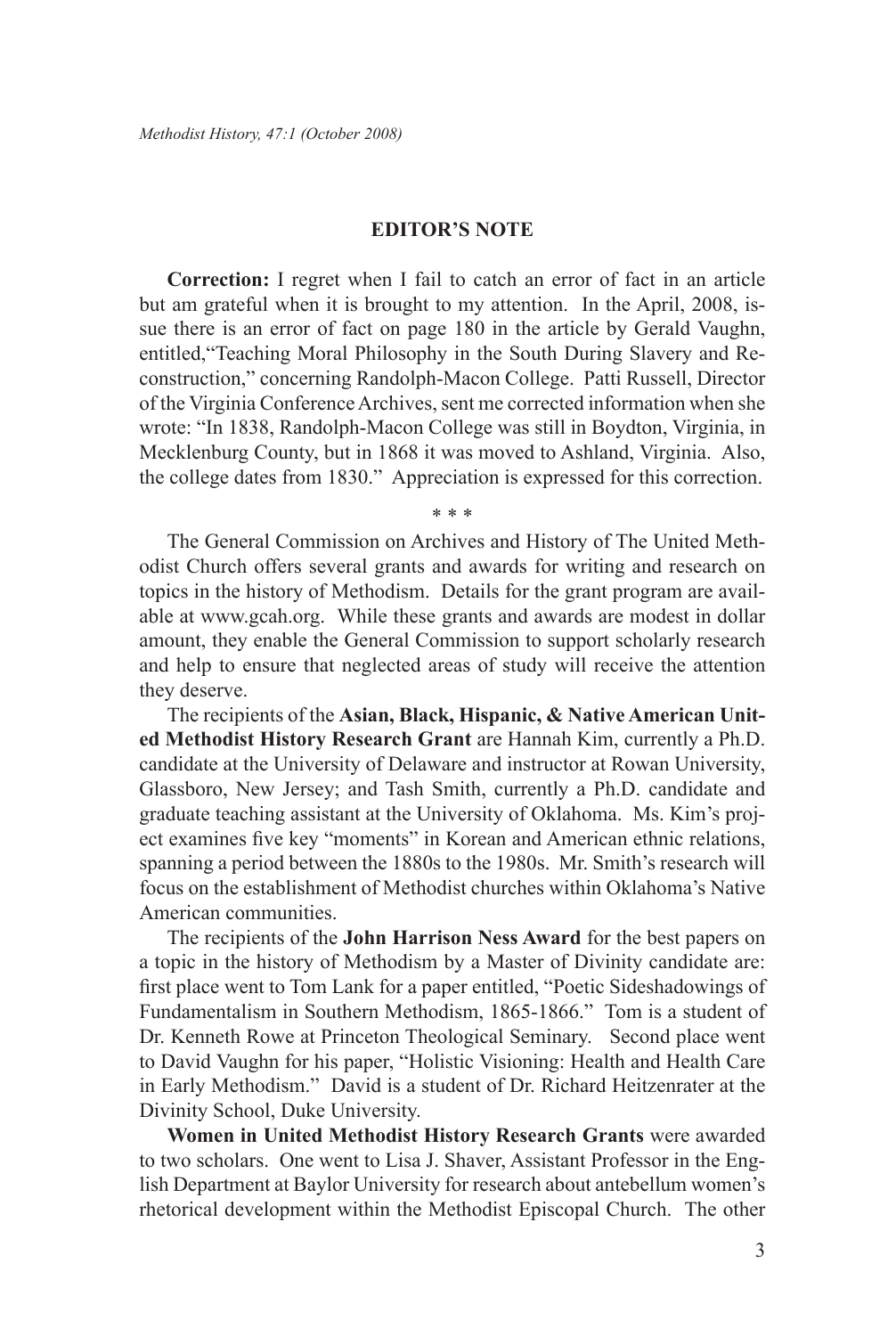## EDITOR'S NOTE

**Correction:** I regret when I fail to catch an error of fact in an article but am grateful when it is brought to my attention. In the April, 2008, issue there is an error of fact on page 180 in the article by Gerald Vaughn, entitled,"Teaching Moral Philosophy in the South During Slavery and Reconstruction," concerning Randolph-Macon College. Patti Russell, Director of the Virginia Conference Archives, sent me corrected information when she wrote: "In 1838, Randolph-Macon College was still in Boydton, Virginia, in Mecklenburg County, but in 1868 it was moved to Ashland, Virginia. Also, the college dates from 1830." Appreciation is expressed for this correction.

\* \* \*

The General Commission on Archives and History of The United Methodist Church offers several grants and awards for writing and research on topics in the history of Methodism. Details for the grant program are available at www.gcah.org. While these grants and awards are modest in dollar amount, they enable the General Commission to support scholarly research and help to ensure that neglected areas of study will receive the attention they deserve.

The recipients of the **Asian, Black, Hispanic, & Native American United Methodist History Research Grant** are Hannah Kim, currently a Ph.D. candidate at the University of Delaware and instructor at Rowan University, Glassboro, New Jersey; and Tash Smith, currently a Ph.D. candidate and graduate teaching assistant at the University of Oklahoma. Ms. Kim's project examines five key "moments" in Korean and American ethnic relations, spanning a period between the 1880s to the 1980s. Mr. Smith's research will focus on the establishment of Methodist churches within Oklahoma's Native American communities.

The recipients of the **John Harrison Ness Award** for the best papers on a topic in the history of Methodism by a Master of Divinity candidate are: first place went to Tom Lank for a paper entitled, "Poetic Sideshadowings of Fundamentalism in Southern Methodism, 1865-1866." Tom is a student of Dr. Kenneth Rowe at Princeton Theological Seminary. Second place went to David Vaughn for his paper, "Holistic Visioning: Health and Health Care in Early Methodism." David is a student of Dr. Richard Heitzenrater at the Divinity School, Duke University.

**Women in United Methodist History Research Grants** were awarded to two scholars. One went to Lisa J. Shaver, Assistant Professor in the English Department at Baylor University for research about antebellum women's rhetorical development within the Methodist Episcopal Church. The other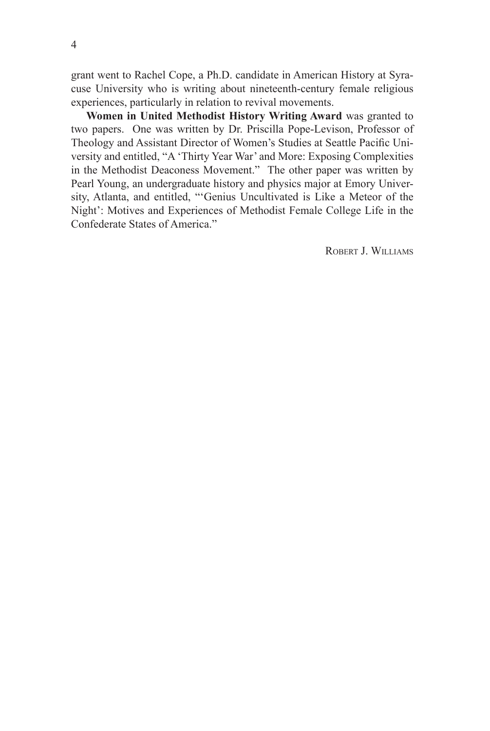grant went to Rachel Cope, a Ph.D. candidate in American History at Syracuse University who is writing about nineteenth-century female religious experiences, particularly in relation to revival movements.

**Women in United Methodist History Writing Award** was granted to two papers. One was written by Dr. Priscilla Pope-Levison, Professor of Theology and Assistant Director of Women's Studies at Seattle Pacific University and entitled, "A 'Thirty Year War' and More: Exposing Complexities in the Methodist Deaconess Movement." The other paper was written by Pearl Young, an undergraduate history and physics major at Emory University, Atlanta, and entitled, "'Genius Uncultivated is Like a Meteor of the Night': Motives and Experiences of Methodist Female College Life in the Confederate States of America."

Robert J. Williams